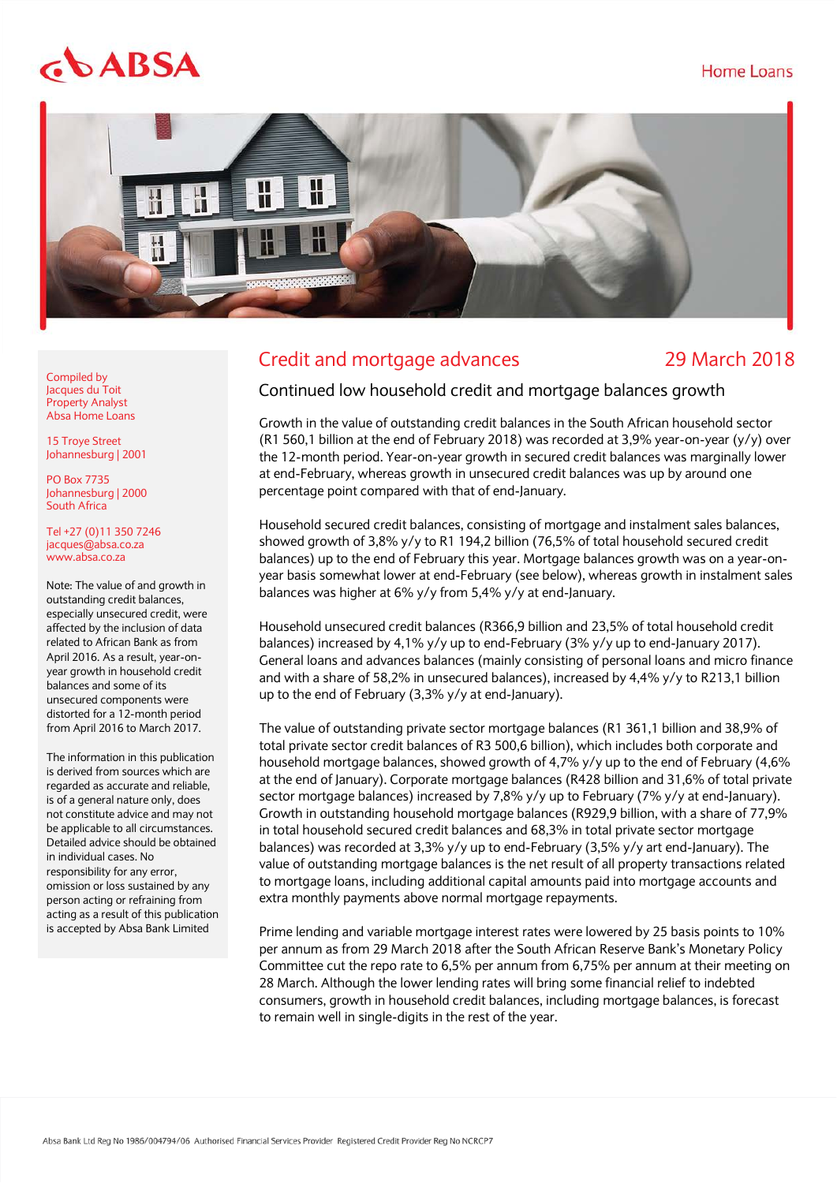ABSA

Home Loans

# Credit and mortgage advances

29 March 2018

## Continued low household credit and mortgage balances growth

Growth in the value of outstanding credit balances in the South African household sector (R1 560,1 billion at the end of February 2018) was recorded at 3,9% year-on-year (y/y) over the 12-month period. Year-on-year growth in secured credit balances was marginally lower at end-February, whereas growth in unsecured credit balances was up by around one percentage point compared with that of end-January.

Household secured credit balances, consisting of mortgage and instalment sales balances, showed growth of 3,8% y/y to R1 194,2 billion (76,5% of total household secured credit balances) up to the end of February this year. Mortgage balances growth was on a year-on-year basis somewhat lower at end-February (see below), whereas growth in instalment sales balances was higher at 6% y/y from 5,4% y/y at end-January.

Household unsecured credit balances (R366,9 billion and 23,5% of total household credit balances) increased by 4,1% y/y up to end-February (3% y/y up to end-January 2017). General loans and advances balances (mainly consisting of personal loans and micro finance and with a share of 58,2% in unsecured balances), increased by 4,4% y/y to R213,1 billion up to the end of February (3,3% y/y at end-January).

The value of outstanding private sector mortgage balances (R1 361,1 billion and 38,9% of total private sector credit balances of R3 500,6 billion), which includes both corporate and household mortgage balances, showed growth of 4,7% y/y up to the end of February (4,6% at the end of January). Corporate mortgage balances (R428 billion and 31,6% of total private sector mortgage balances) increased by 7,8% y/y up to February (7% y/y at end-January). Growth in outstanding household mortgage balances (R929,9 billion, with a share of 77,9% in total household secured credit balances and 68,3% in total private sector mortgage balances) was recorded at 3,3% y/y up to end-February (3,5% y/y art end-January). The value of outstanding mortgage balances is the net result of all property transactions related to mortgage loans, including additional capital amounts paid into mortgage accounts and extra monthly payments above normal mortgage repayments.

Prime lending and variable mortgage interest rates were lowered by 25 basis points to 10% per annum as from 29 March 2018 after the South African Reserve Bank's Monetary Policy Committee cut the repo rate to 6,5% per annum from 6,75% per annum at their meeting on 28 March. Although the lower lending rates will bring some financial relief to indebted consumers, growth in household credit balances, including mortgage balances, is forecast to remain well in single-digits in the rest of the year.

Compiled by
Jacques du Toit
Property Analyst
Absa Home Loans

15 Troye Street
Johannesburg | 2001

PO Box 7735
Johannesburg | 2000
South Africa

Tel +27 (0)11 350 7246
jacques@absa.co.za
www.absa.co.za

Note: The value of and growth in outstanding credit balances, especially unsecured credit, were affected by the inclusion of data related to African Bank as from April 2016. As a result, year-on-year growth in household credit balances and some of its unsecured components were distorted for a 12-month period from April 2016 to March 2017.

The information in this publication is derived from sources which are regarded as accurate and reliable, is of a general nature only, does not constitute advice and may not be applicable to all circumstances. Detailed advice should be obtained in individual cases. No responsibility for any error, omission or loss sustained by any person acting or refraining from acting as a result of this publication is accepted by Absa Bank Limited

Absa Bank Ltd Reg No 1986/004794/06 Authorised Financial Services Provider Registered Credit Provider Reg No NCRCP7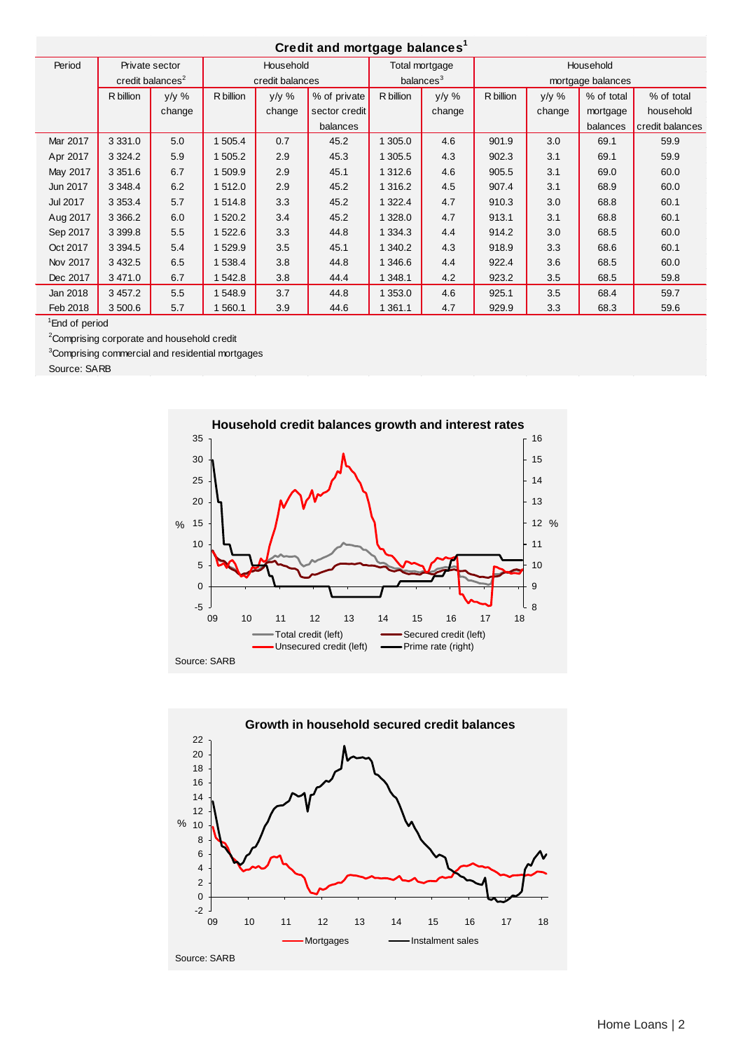**Credit and mortgage balances[1]**

| Period | Private sector credit balances[2] | | Household credit balances | | | Total mortgage balances[3] | | Household mortgage balances | | | |
|---|---|---|---|---|---|---|---|---|---|---|---|
| | R billion | y/y % change | R billion | y/y % change | % of private sector credit balances | R billion | y/y % change | R billion | y/y % change | % of total mortgage balances | % of total household credit balances |
| Mar 2017 | 3 331.0 | 5.0 | 1 505.4 | 0.7 | 45.2 | 1 305.0 | 4.6 | 901.9 | 3.0 | 69.1 | 59.9 |
| Apr 2017 | 3 324.2 | 5.9 | 1 505.2 | 2.9 | 45.3 | 1 305.5 | 4.3 | 902.3 | 3.1 | 69.1 | 59.9 |
| May 2017 | 3 351.6 | 6.7 | 1 509.9 | 2.9 | 45.1 | 1 312.6 | 4.6 | 905.5 | 3.1 | 69.0 | 60.0 |
| Jun 2017 | 3 348.4 | 6.2 | 1 512.0 | 2.9 | 45.2 | 1 316.2 | 4.5 | 907.4 | 3.1 | 68.9 | 60.0 |
| Jul 2017 | 3 353.4 | 5.7 | 1 514.8 | 3.3 | 45.2 | 1 322.4 | 4.7 | 910.3 | 3.0 | 68.8 | 60.1 |
| Aug 2017 | 3 366.2 | 6.0 | 1 520.2 | 3.4 | 45.2 | 1 328.0 | 4.7 | 913.1 | 3.1 | 68.8 | 60.1 |
| Sep 2017 | 3 399.8 | 5.5 | 1 522.6 | 3.3 | 44.8 | 1 334.3 | 4.4 | 914.2 | 3.0 | 68.5 | 60.0 |
| Oct 2017 | 3 394.5 | 5.4 | 1 529.9 | 3.5 | 45.1 | 1 340.2 | 4.3 | 918.9 | 3.3 | 68.6 | 60.1 |
| Nov 2017 | 3 432.5 | 6.5 | 1 538.4 | 3.8 | 44.8 | 1 346.6 | 4.4 | 922.4 | 3.6 | 68.5 | 60.0 |
| Dec 2017 | 3 471.0 | 6.7 | 1 542.8 | 3.8 | 44.4 | 1 348.1 | 4.2 | 923.2 | 3.5 | 68.5 | 59.8 |
| Jan 2018 | 3 457.2 | 5.5 | 1 548.9 | 3.7 | 44.8 | 1 353.0 | 4.6 | 925.1 | 3.5 | 68.4 | 59.7 |
| Feb 2018 | 3 500.6 | 5.7 | 1 560.1 | 3.9 | 44.6 | 1 361.1 | 4.7 | 929.9 | 3.3 | 68.3 | 59.6 |

[1]End of period

[2]Comprising corporate and household credit

[3]Comprising commercial and residential mortgages

Source: SARB

**Household credit balances growth and interest rates**

Source: SARB

**Growth in household secured credit balances**

Source: SARB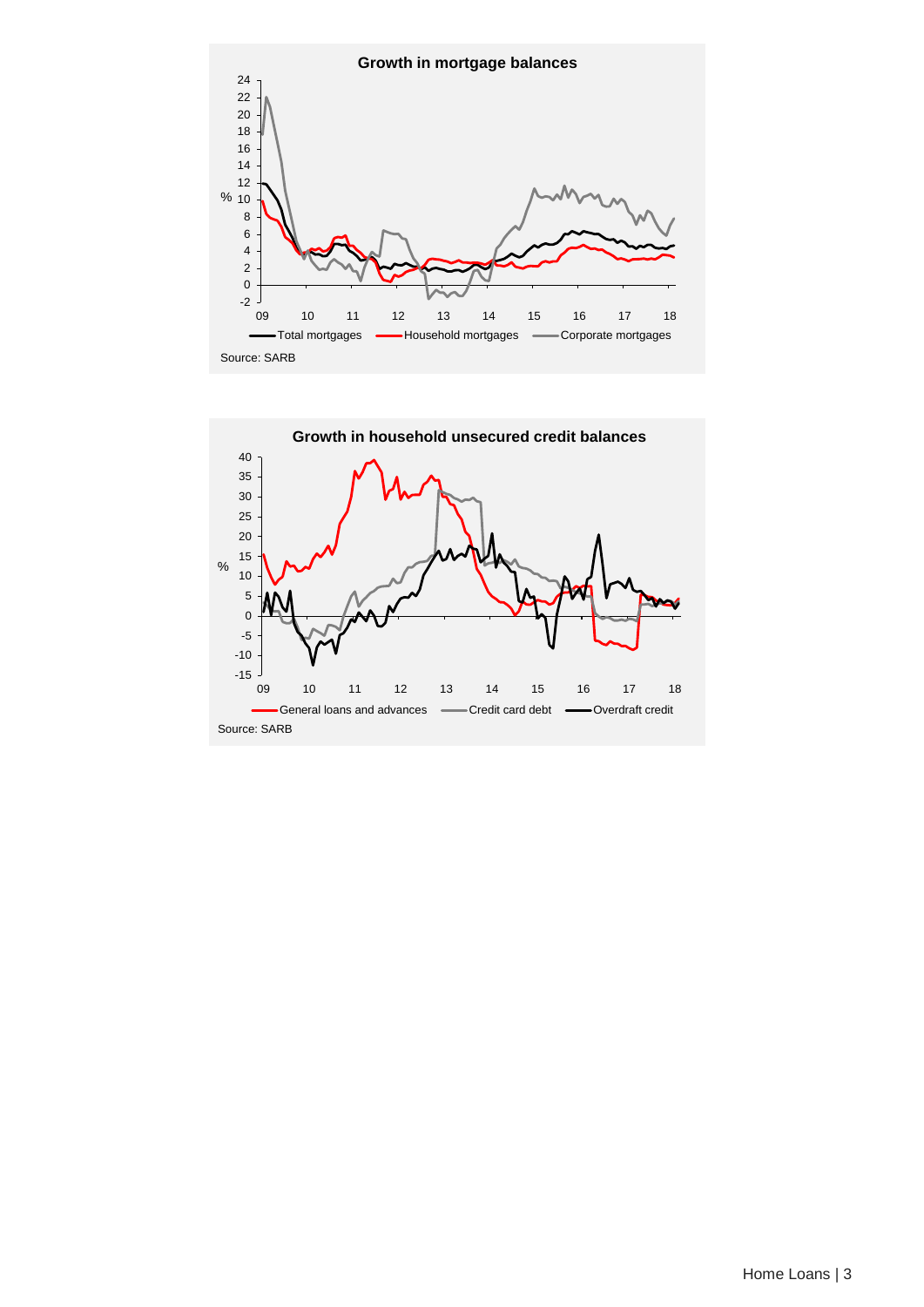**Growth in mortgage balances**

%

24
22
20
18
16
14
12
10
8
6
4
2
0
-2

09 10 11 12 13 14 15 16 17 18

Total mortgages Household mortgages Corporate mortgages

Source: SARB

**Growth in household unsecured credit balances**

%

40
35
30
25
20
15
10
5
0
-5
-10
-15

09 10 11 12 13 14 15 16 17 18

General loans and advances Credit card debt Overdraft credit

Source: SARB